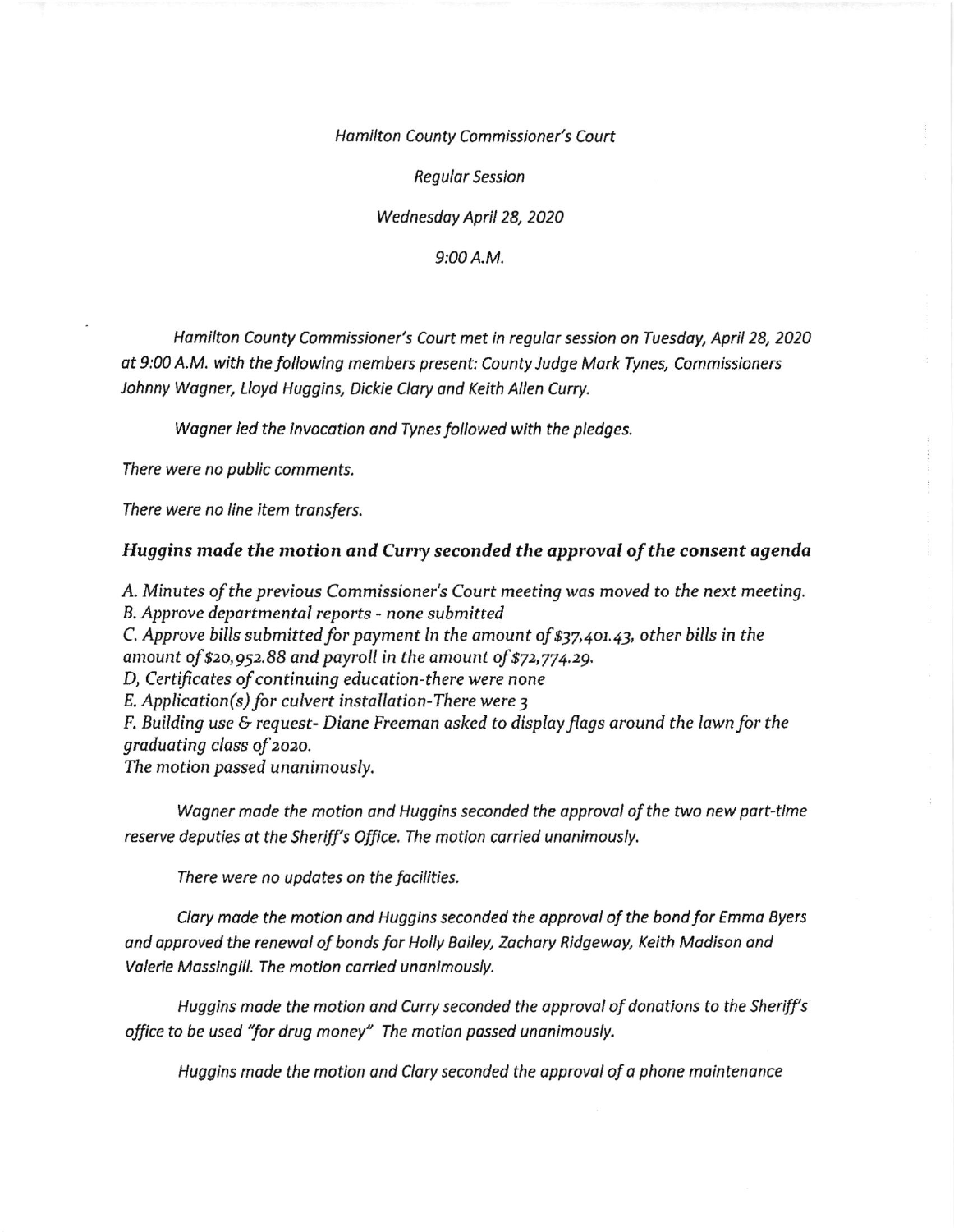*Hamilton County Commissioner's Court*

*Regular Session*

*Wednesday April 28, 2020*

*9:00 A.M.*

*Hamilton County Commissioner's Court met in regular session on Tuesday, April 28, 2020 at 9:00 A.M. with the following members present: County Judge Mark Tynes, Commissioners Johnny Wagner, Lloyd Huggins, Dickie Clary and Keith Allen Curry.*

*Wagner led the invocation and Tynes followed with the pledges.*

*There were no public comments.*

*There were no line item transfers.*

### ***Huggins made the motion and Curry seconded the approval of the consent agenda***

*A. Minutes of the previous Commissioner's Court meeting was moved to the next meeting.*
*B. Approve departmental reports - none submitted*
*C. Approve bills submitted for payment In the amount of $37,401.43, other bills in the amount of $20,952.88 and payroll in the amount of $72,774.29.*
*D, Certificates of continuing education-there were none*
*E. Application(s) for culvert installation-There were 3*
*F. Building use & request- Diane Freeman asked to display flags around the lawn for the graduating class of 2020.*
*The motion passed unanimously.*

*Wagner made the motion and Huggins seconded the approval of the two new part-time reserve deputies at the Sheriff's Office. The motion carried unanimously.*

*There were no updates on the facilities.*

*Clary made the motion and Huggins seconded the approval of the bond for Emma Byers and approved the renewal of bonds for Holly Bailey, Zachary Ridgeway, Keith Madison and Valerie Massingill. The motion carried unanimously.*

*Huggins made the motion and Curry seconded the approval of donations to the Sheriff's office to be used "for drug money" The motion passed unanimously.*

*Huggins made the motion and Clary seconded the approval of a phone maintenance*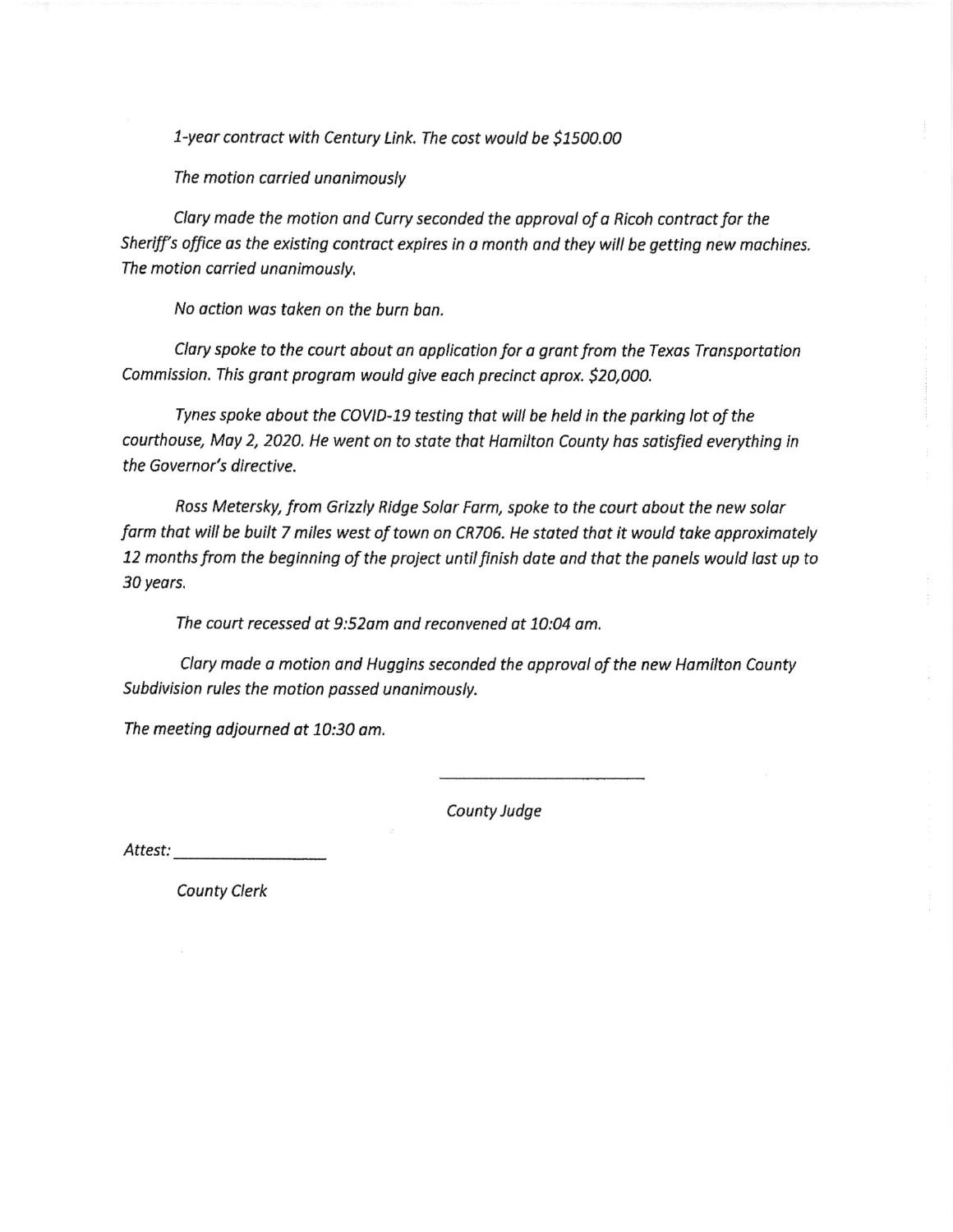*1-year contract with Century Link. The cost would be $1500.00*

*The motion carried unanimously*

*Clary made the motion and Curry seconded the approval of a Ricoh contract for the Sheriff's office as the existing contract expires in a month and they will be getting new machines. The motion carried unanimously.*

*No action was taken on the burn ban.*

*Clary spoke to the court about an application for a grant from the Texas Transportation Commission. This grant program would give each precinct aprox. $20,000.*

*Tynes spoke about the COVID-19 testing that will be held in the parking lot of the courthouse, May 2, 2020. He went on to state that Hamilton County has satisfied everything in the Governor's directive.*

*Ross Metersky, from Grizzly Ridge Solar Farm, spoke to the court about the new solar farm that will be built 7 miles west of town on CR706. He stated that it would take approximately 12 months from the beginning of the project until finish date and that the panels would last up to 30 years.*

*The court recessed at 9:52am and reconvened at 10:04 am.*

*Clary made a motion and Huggins seconded the approval of the new Hamilton County Subdivision rules the motion passed unanimously.*

*The meeting adjourned at 10:30 am.*

\_\_\_\_\_\_\_\_\_\_\_\_\_\_\_\_\_\_\_\_\_\_\_\_

*County Judge*

*Attest:* \_\_\_\_\_\_\_\_\_\_\_\_\_\_\_\_\_\_

*County Clerk*